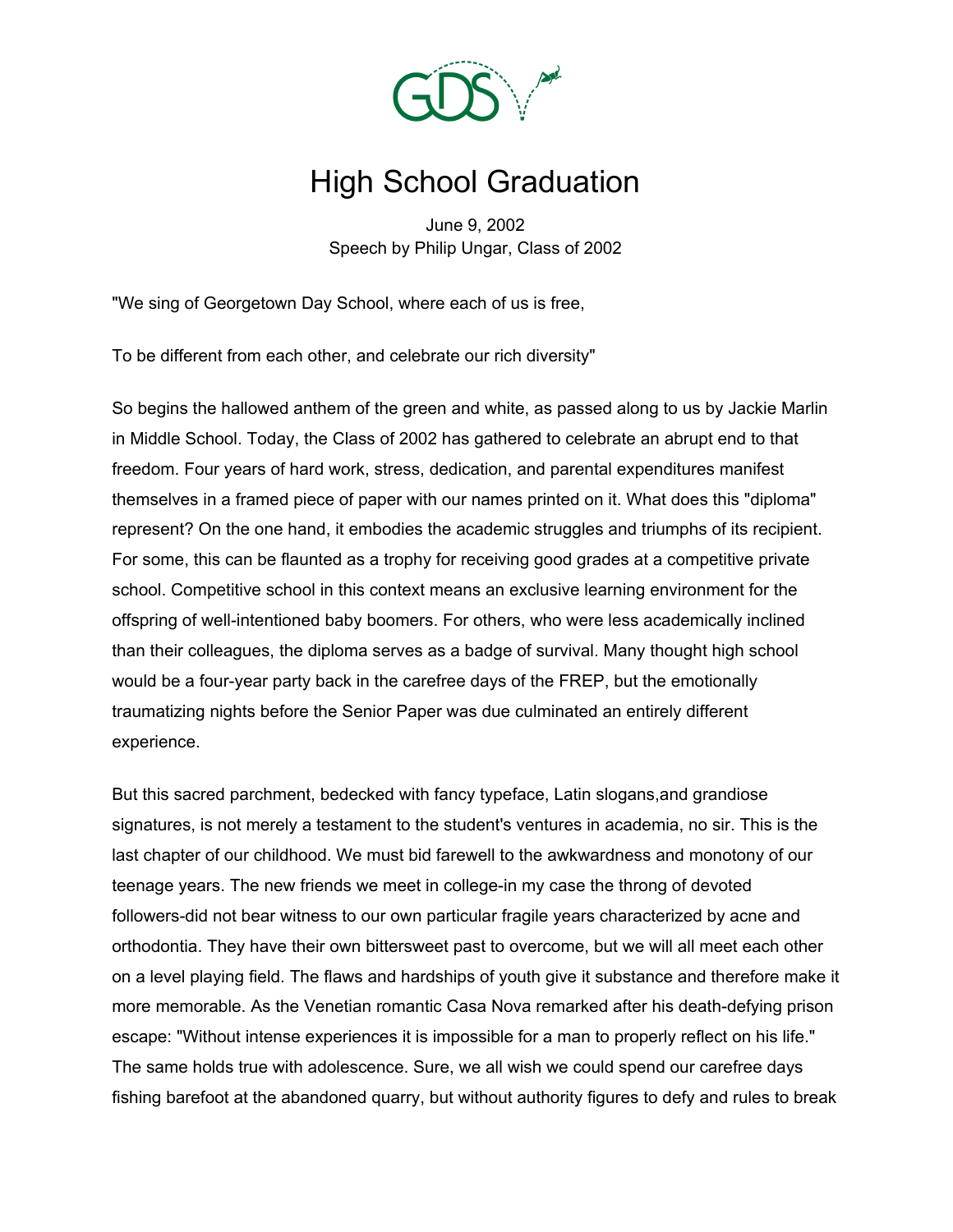# High School Graduation

June 9, 2002
Speech by Philip Ungar, Class of 2002

"We sing of Georgetown Day School, where each of us is free,

To be different from each other, and celebrate our rich diversity"

So begins the hallowed anthem of the green and white, as passed along to us by Jackie Marlin in Middle School. Today, the Class of 2002 has gathered to celebrate an abrupt end to that freedom. Four years of hard work, stress, dedication, and parental expenditures manifest themselves in a framed piece of paper with our names printed on it. What does this "diploma" represent? On the one hand, it embodies the academic struggles and triumphs of its recipient. For some, this can be flaunted as a trophy for receiving good grades at a competitive private school. Competitive school in this context means an exclusive learning environment for the offspring of well-intentioned baby boomers. For others, who were less academically inclined than their colleagues, the diploma serves as a badge of survival. Many thought high school would be a four-year party back in the carefree days of the FREP, but the emotionally traumatizing nights before the Senior Paper was due culminated an entirely different experience.

But this sacred parchment, bedecked with fancy typeface, Latin slogans,and grandiose signatures, is not merely a testament to the student's ventures in academia, no sir. This is the last chapter of our childhood. We must bid farewell to the awkwardness and monotony of our teenage years. The new friends we meet in college-in my case the throng of devoted followers-did not bear witness to our own particular fragile years characterized by acne and orthodontia. They have their own bittersweet past to overcome, but we will all meet each other on a level playing field. The flaws and hardships of youth give it substance and therefore make it more memorable. As the Venetian romantic Casa Nova remarked after his death-defying prison escape: "Without intense experiences it is impossible for a man to properly reflect on his life." The same holds true with adolescence. Sure, we all wish we could spend our carefree days fishing barefoot at the abandoned quarry, but without authority figures to defy and rules to break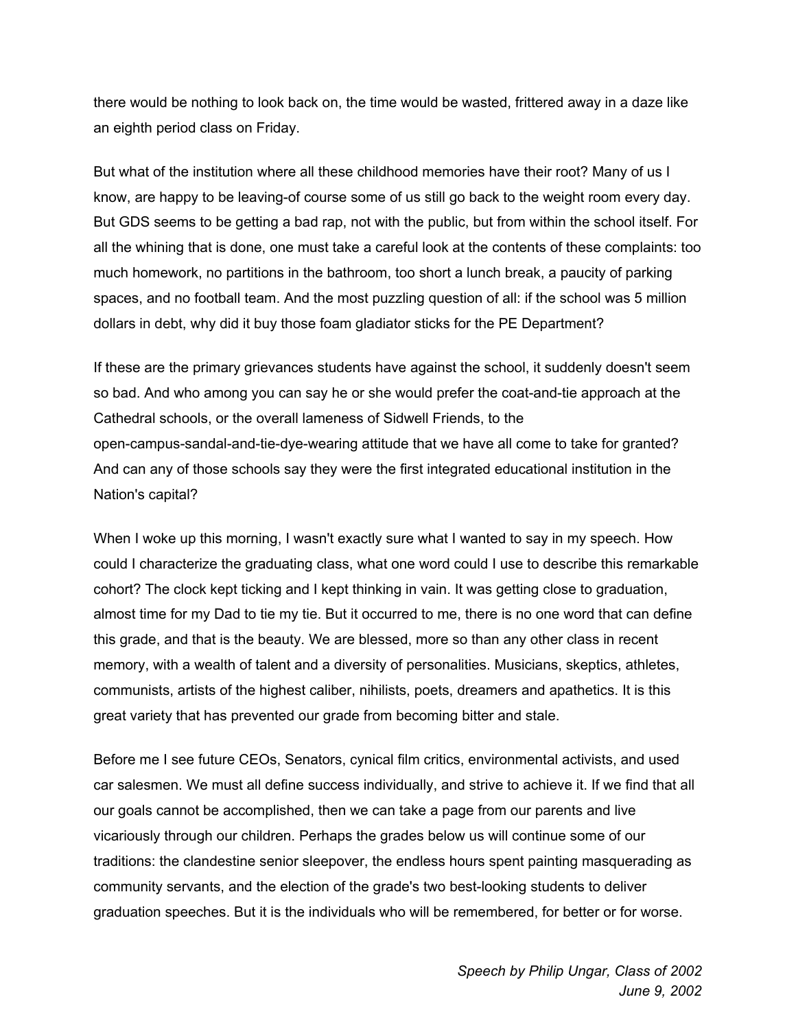there would be nothing to look back on, the time would be wasted, frittered away in a daze like an eighth period class on Friday.

But what of the institution where all these childhood memories have their root? Many of us I know, are happy to be leaving-of course some of us still go back to the weight room every day. But GDS seems to be getting a bad rap, not with the public, but from within the school itself. For all the whining that is done, one must take a careful look at the contents of these complaints: too much homework, no partitions in the bathroom, too short a lunch break, a paucity of parking spaces, and no football team. And the most puzzling question of all: if the school was 5 million dollars in debt, why did it buy those foam gladiator sticks for the PE Department?

If these are the primary grievances students have against the school, it suddenly doesn't seem so bad. And who among you can say he or she would prefer the coat-and-tie approach at the Cathedral schools, or the overall lameness of Sidwell Friends, to the open-campus-sandal-and-tie-dye-wearing attitude that we have all come to take for granted? And can any of those schools say they were the first integrated educational institution in the Nation's capital?

When I woke up this morning, I wasn't exactly sure what I wanted to say in my speech. How could I characterize the graduating class, what one word could I use to describe this remarkable cohort? The clock kept ticking and I kept thinking in vain. It was getting close to graduation, almost time for my Dad to tie my tie. But it occurred to me, there is no one word that can define this grade, and that is the beauty. We are blessed, more so than any other class in recent memory, with a wealth of talent and a diversity of personalities. Musicians, skeptics, athletes, communists, artists of the highest caliber, nihilists, poets, dreamers and apathetics. It is this great variety that has prevented our grade from becoming bitter and stale.

Before me I see future CEOs, Senators, cynical film critics, environmental activists, and used car salesmen. We must all define success individually, and strive to achieve it. If we find that all our goals cannot be accomplished, then we can take a page from our parents and live vicariously through our children. Perhaps the grades below us will continue some of our traditions: the clandestine senior sleepover, the endless hours spent painting masquerading as community servants, and the election of the grade's two best-looking students to deliver graduation speeches. But it is the individuals who will be remembered, for better or for worse.

*Speech by Philip Ungar, Class of 2002*
*June 9, 2002*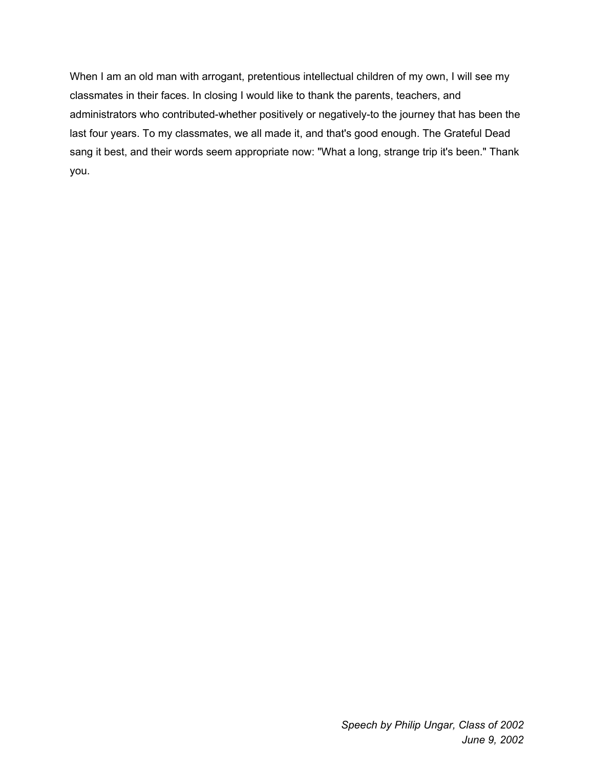When I am an old man with arrogant, pretentious intellectual children of my own, I will see my classmates in their faces. In closing I would like to thank the parents, teachers, and administrators who contributed-whether positively or negatively-to the journey that has been the last four years. To my classmates, we all made it, and that's good enough. The Grateful Dead sang it best, and their words seem appropriate now: "What a long, strange trip it's been." Thank you.

*Speech by Philip Ungar, Class of 2002*
*June 9, 2002*